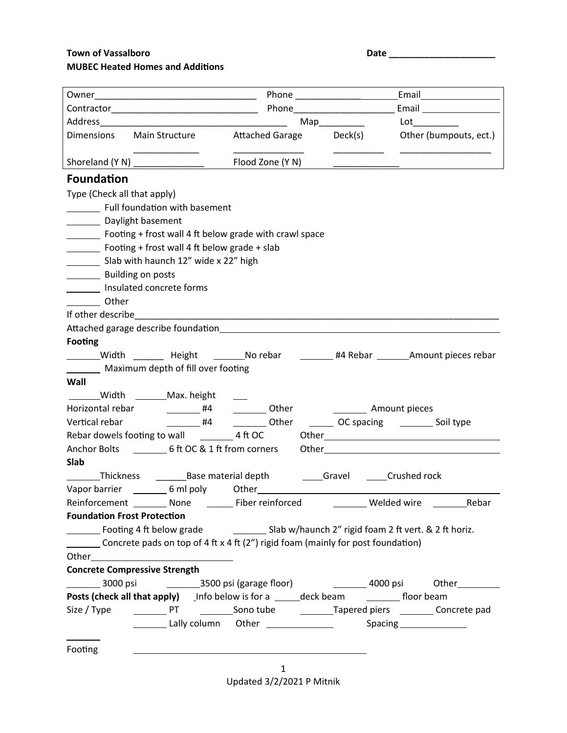**Town of Vassalboro** **Date \_\_\_\_\_\_\_\_\_\_\_\_\_\_\_\_\_\_\_\_\_\_**

**MUBEC Heated Homes and Additions**

| | | | | |
|---|---|---|---|---|
| Owner\_\_\_\_\_\_\_\_\_\_\_\_\_\_\_\_\_\_\_\_\_\_\_\_\_\_\_\_\_\_\_\_\_ | Phone \_\_\_\_\_\_\_\_\_\_\_\_\_\_\_\_\_\_\_\_\_\_ | | Email\_\_\_\_\_\_\_\_\_\_\_\_\_\_\_\_ | |
| Contractor\_\_\_\_\_\_\_\_\_\_\_\_\_\_\_\_\_\_\_\_\_\_\_\_\_\_\_\_\_\_ | Phone\_\_\_\_\_\_\_\_\_\_\_\_\_\_\_\_\_\_\_\_\_ | | Email \_\_\_\_\_\_\_\_\_\_\_\_\_\_\_\_ | |
| Address\_\_\_\_\_\_\_\_\_\_\_\_\_\_\_\_\_\_\_\_\_\_\_\_\_\_\_\_\_\_\_\_\_\_\_\_\_\_ | Map\_\_\_\_\_\_\_\_\_ | | Lot\_\_\_\_\_\_\_\_\_ | |
| Dimensions | Main Structure | Attached Garage | Deck(s) | Other (bumpouts, ect.) |
| | \_\_\_\_\_\_\_\_\_\_\_\_\_ | \_\_\_\_\_\_\_\_\_\_\_\_\_\_ | \_\_\_\_\_\_\_\_\_\_ | \_\_\_\_\_\_\_\_\_\_\_\_\_\_\_\_\_\_ |
| Shoreland (Y N) \_\_\_\_\_\_\_\_\_\_\_\_\_\_ | | Flood Zone (Y N) | \_\_\_\_\_\_\_\_\_\_\_\_\_ | |

## Foundation

Type (Check all that apply)

\_\_\_\_\_\_\_ Full foundation with basement

\_\_\_\_\_\_\_ Daylight basement

\_\_\_\_\_\_\_ Footing + frost wall 4 ft below grade with crawl space

\_\_\_\_\_\_\_ Footing + frost wall 4 ft below grade + slab

\_\_\_\_\_\_\_ Slab with haunch 12" wide x 22" high

\_\_\_\_\_\_\_ Building on posts

\_\_\_\_\_\_\_ Insulated concrete forms

\_\_\_\_\_\_\_ Other

If other describe\_\_\_\_\_\_\_\_\_\_\_\_\_\_\_\_\_\_\_\_\_\_\_\_\_\_\_\_\_\_\_\_\_\_\_\_\_\_\_\_\_\_\_\_\_\_\_\_\_\_\_\_\_\_\_\_\_\_\_\_\_\_\_\_\_\_\_\_\_\_\_\_\_\_\_

Attached garage describe foundation\_\_\_\_\_\_\_\_\_\_\_\_\_\_\_\_\_\_\_\_\_\_\_\_\_\_\_\_\_\_\_\_\_\_\_\_\_\_\_\_\_\_\_\_\_\_\_\_\_\_\_\_\_\_\_\_\_\_\_\_

**Footing**

\_\_\_\_\_\_Width \_\_\_\_\_\_ Height \_\_\_\_\_\_No rebar \_\_\_\_\_\_\_ #4 Rebar \_\_\_\_\_\_Amount pieces rebar

\_\_\_\_\_\_\_ Maximum depth of fill over footing

**Wall**

\_\_\_\_\_\_Width \_\_\_\_\_\_\_Max. height \_\_\_

Horizontal rebar \_\_\_\_\_\_\_ #4 \_\_\_\_\_\_\_ Other \_\_\_\_\_\_\_ Amount pieces

Vertical rebar \_\_\_\_\_\_\_ #4 \_\_\_\_\_\_\_ Other \_\_\_\_\_ OC spacing \_\_\_\_\_\_\_ Soil type

Rebar dowels footing to wall \_\_\_\_\_\_\_ 4 ft OC Other\_\_\_\_\_\_\_\_\_\_\_\_\_\_\_\_\_\_\_\_\_\_\_\_\_\_\_\_\_\_\_\_\_\_\_

Anchor Bolts \_\_\_\_\_\_\_ 6 ft OC & 1 ft from corners Other\_\_\_\_\_\_\_\_\_\_\_\_\_\_\_\_\_\_\_\_\_\_\_\_\_\_\_\_\_\_\_\_\_\_\_

**Slab**

\_\_\_\_\_\_Thickness \_\_\_\_\_\_Base material depth \_\_\_\_Gravel \_\_\_\_Crushed rock

Vapor barrier \_\_\_\_\_\_\_ 6 ml poly Other\_\_\_\_\_\_\_\_\_\_\_\_\_\_\_\_\_\_\_\_\_\_\_\_\_\_\_\_\_\_\_\_\_\_\_\_\_\_\_\_\_\_\_\_\_\_

Reinforcement \_\_\_\_\_\_\_ None \_\_\_\_\_ Fiber reinforced \_\_\_\_\_\_\_ Welded wire \_\_\_\_\_\_\_Rebar

**Foundation Frost Protection**

\_\_\_\_\_\_\_ Footing 4 ft below grade \_\_\_\_\_\_\_ Slab w/haunch 2" rigid foam 2 ft vert. & 2 ft horiz.

\_\_\_\_\_\_\_ Concrete pads on top of 4 ft x 4 ft (2") rigid foam (mainly for post foundation)

Other\_\_\_\_\_\_\_\_\_\_\_\_\_\_\_\_\_\_\_\_\_\_\_\_\_\_\_\_

**Concrete Compressive Strength**

\_\_\_\_\_\_\_ 3000 psi \_\_\_\_\_\_\_3500 psi (garage floor) \_\_\_\_\_\_\_ 4000 psi Other\_\_\_\_\_\_\_\_\_

**Posts (check all that apply)** Info below is for a \_\_\_\_\_deck beam \_\_\_\_\_\_\_ floor beam

Size / Type \_\_\_\_\_\_\_ PT \_\_\_\_\_\_\_Sono tube \_\_\_\_\_\_\_Tapered piers \_\_\_\_\_\_\_ Concrete pad

\_\_\_\_\_\_\_ Lally column Other \_\_\_\_\_\_\_\_\_\_\_\_\_\_ Spacing \_\_\_\_\_\_\_\_\_\_\_\_\_\_

\_\_\_\_\_\_\_

Footing \_\_\_\_\_\_\_\_\_\_\_\_\_\_\_\_\_\_\_\_\_\_\_\_\_\_\_\_\_\_\_\_\_\_\_\_\_\_\_\_\_\_\_\_\_\_\_\_

Updated 3/2/2021 P Mitnik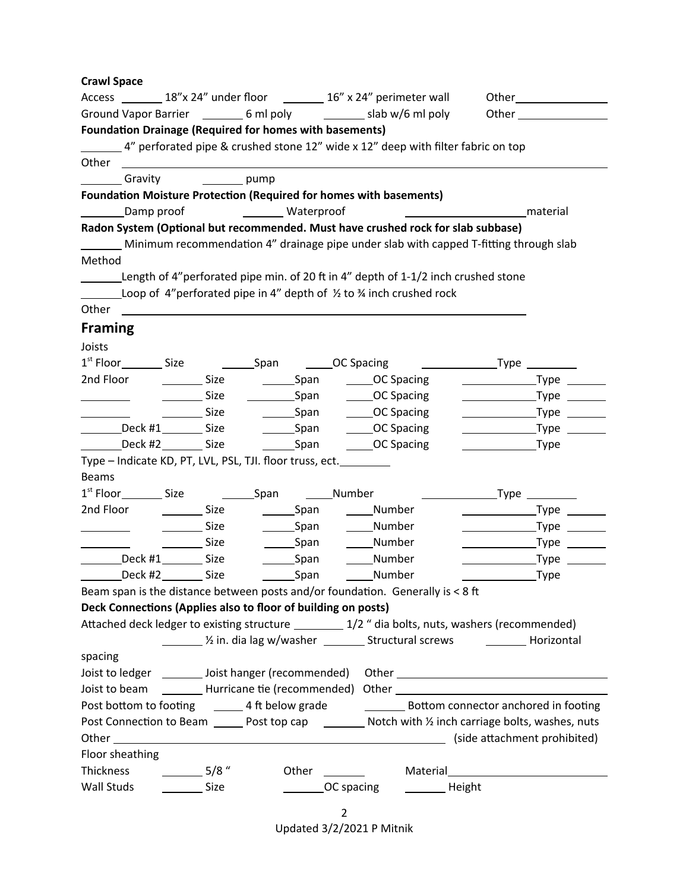**Crawl Space**

Access _______ 18"x 24" under floor _______ 16" x 24" perimeter wall Other________________

Ground Vapor Barrier _______ 6 ml poly _______ slab w/6 ml poly Other ________________

**Foundation Drainage (Required for homes with basements)**

_______ 4" perforated pipe & crushed stone 12" wide x 12" deep with filter fabric on top

Other ______________________________________________________________

_______ Gravity _______ pump

**Foundation Moisture Protection (Required for homes with basements)**

_______Damp proof _______ Waterproof ____________________material

**Radon System (Optional but recommended. Must have crushed rock for slab subbase)**

_______ Minimum recommendation 4" drainage pipe under slab with capped T-fitting through slab

Method

_______Length of 4"perforated pipe min. of 20 ft in 4" depth of 1-1/2 inch crushed stone

_______Loop of 4"perforated pipe in 4" depth of ½ to ¾ inch crushed rock

Other ______________________________________________________________

## Framing

Joists

| | | | | |
|---|---|---|---|---|
| 1st Floor_______ | Size | _____Span | _____OC Spacing | ____________Type ________ |
| 2nd Floor | _______ Size | _____Span | _____OC Spacing | ____________Type _______ |
| ________ | _______ Size | _______Span | _____OC Spacing | ____________Type _______ |
| ________ | _______ Size | _____Span | _____OC Spacing | ____________Type _______ |
| _______Deck #1 | _______ Size | _____Span | _____OC Spacing | ____________Type _______ |
| _______Deck #2 | _______ Size | _____Span | _____OC Spacing | ____________Type |

Type – Indicate KD, PT, LVL, PSL, TJI. floor truss, ect.________

Beams

| | | | | |
|---|---|---|---|---|
| 1st Floor_______ | Size | _____Span | _____Number | ____________Type ________ |
| 2nd Floor | _______ Size | _____Span | _____Number | ____________Type _______ |
| ________ | _______ Size | _____Span | _____Number | ____________Type _______ |
| ________ | _______ Size | _____Span | _____Number | ____________Type _______ |
| _______Deck #1 | _______ Size | _____Span | _____Number | ____________Type _______ |
| _______Deck #2 | _______ Size | _____Span | _____Number | ____________Type |

Beam span is the distance between posts and/or foundation. Generally is < 8 ft

**Deck Connections (Applies also to floor of building on posts)**

Attached deck ledger to existing structure ________ 1/2 " dia bolts, nuts, washers (recommended)

_______ ½ in. dia lag w/washer _______ Structural screws _______ Horizontal spacing

Joist to ledger _______ Joist hanger (recommended) Other ______________________________

Joist to beam _______ Hurricane tie (recommended) Other ______________________________

Post bottom to footing _____ 4 ft below grade _______ Bottom connector anchored in footing

Post Connection to Beam _____ Post top cap _______ Notch with ½ inch carriage bolts, washes, nuts

Other ______________________________________________ (side attachment prohibited)

Floor sheathing

Thickness _______ 5/8 " Other _______ Material__________________________

Wall Studs _______ Size _______OC spacing _______ Height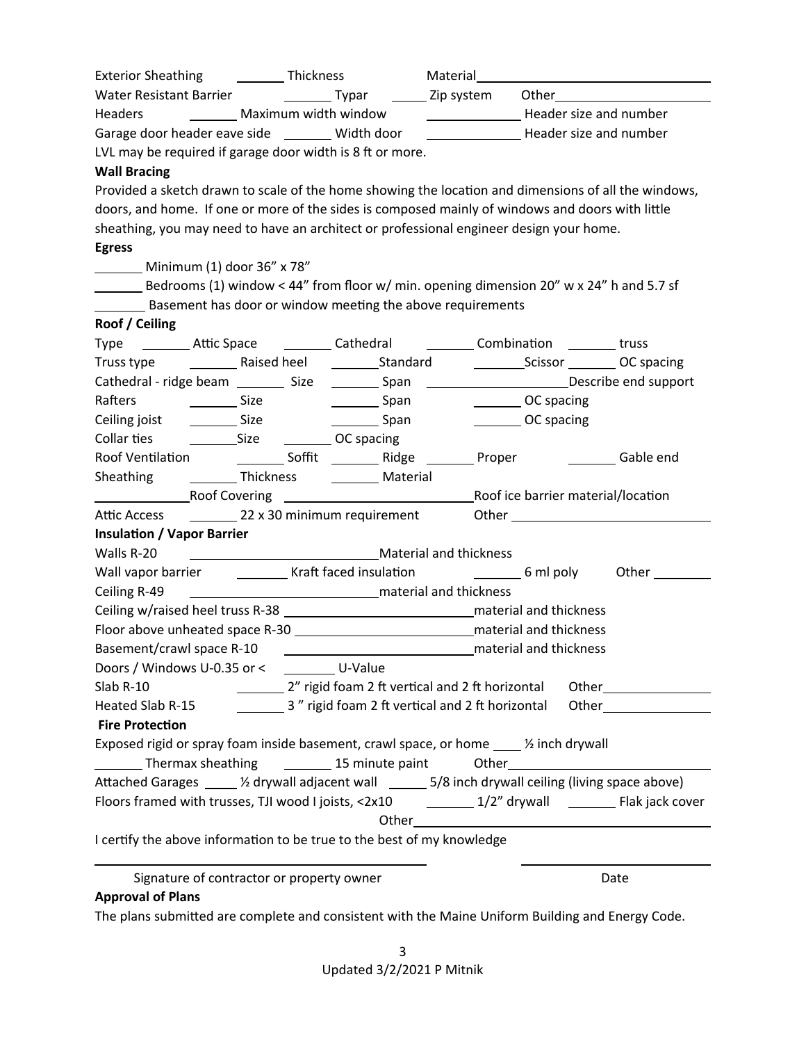Exterior Sheathing _______ Thickness Material________________________________

Water Resistant Barrier _______ Typar _____ Zip system Other______________________

Headers _______ Maximum width window _____________ Header size and number

Garage door header eave side _______ Width door _____________ Header size and number

LVL may be required if garage door width is 8 ft or more.

**Wall Bracing**

Provided a sketch drawn to scale of the home showing the location and dimensions of all the windows, doors, and home. If one or more of the sides is composed mainly of windows and doors with little sheathing, you may need to have an architect or professional engineer design your home.

**Egress**

_______ Minimum (1) door 36" x 78"

_______ Bedrooms (1) window < 44" from floor w/ min. opening dimension 20" w x 24" h and 5.7 sf

_______ Basement has door or window meeting the above requirements

**Roof / Ceiling**

Type _______ Attic Space _______ Cathedral _______ Combination _______ truss

Truss type _______ Raised heel _______Standard _______Scissor _______ OC spacing

Cathedral - ridge beam _______ Size _______ Span ___________________Describe end support

Rafters _______ Size _______ Span _______ OC spacing

Ceiling joist _______ Size _______ Span _______ OC spacing

Collar ties _______Size _______ OC spacing

Roof Ventilation _______ Soffit _______ Ridge _______ Proper _______ Gable end

Sheathing _______ Thickness _______ Material

_____________Roof Covering _________________________Roof ice barrier material/location

Attic Access _______ 22 x 30 minimum requirement Other ____________________________

**Insulation / Vapor Barrier**

Walls R-20 __________________________Material and thickness

Wall vapor barrier ________ Kraft faced insulation _______ 6 ml poly Other ________

Ceiling R-49 __________________________material and thickness

Ceiling w/raised heel truss R-38 __________________________material and thickness

Floor above unheated space R-30 __________________________material and thickness

Basement/crawl space R-10 __________________________material and thickness

Doors / Windows U-0.35 or < _______ U-Value

Slab R-10 _______ 2" rigid foam 2 ft vertical and 2 ft horizontal Other_______________

Heated Slab R-15 _______ 3 " rigid foam 2 ft vertical and 2 ft horizontal Other_______________

**Fire Protection**

Exposed rigid or spray foam inside basement, crawl space, or home ____ ½ inch drywall

_______ Thermax sheathing _______ 15 minute paint Other______________________________

Attached Garages _____ ½ drywall adjacent wall _____ 5/8 inch drywall ceiling (living space above)

Floors framed with trusses, TJI wood I joists, <2x10 _______ 1/2" drywall _______ Flak jack cover

Other________________________________________

I certify the above information to be true to the best of my knowledge

________________________________________ ________________________

Signature of contractor or property owner Date

**Approval of Plans**

The plans submitted are complete and consistent with the Maine Uniform Building and Energy Code.

Updated 3/2/2021 P Mitnik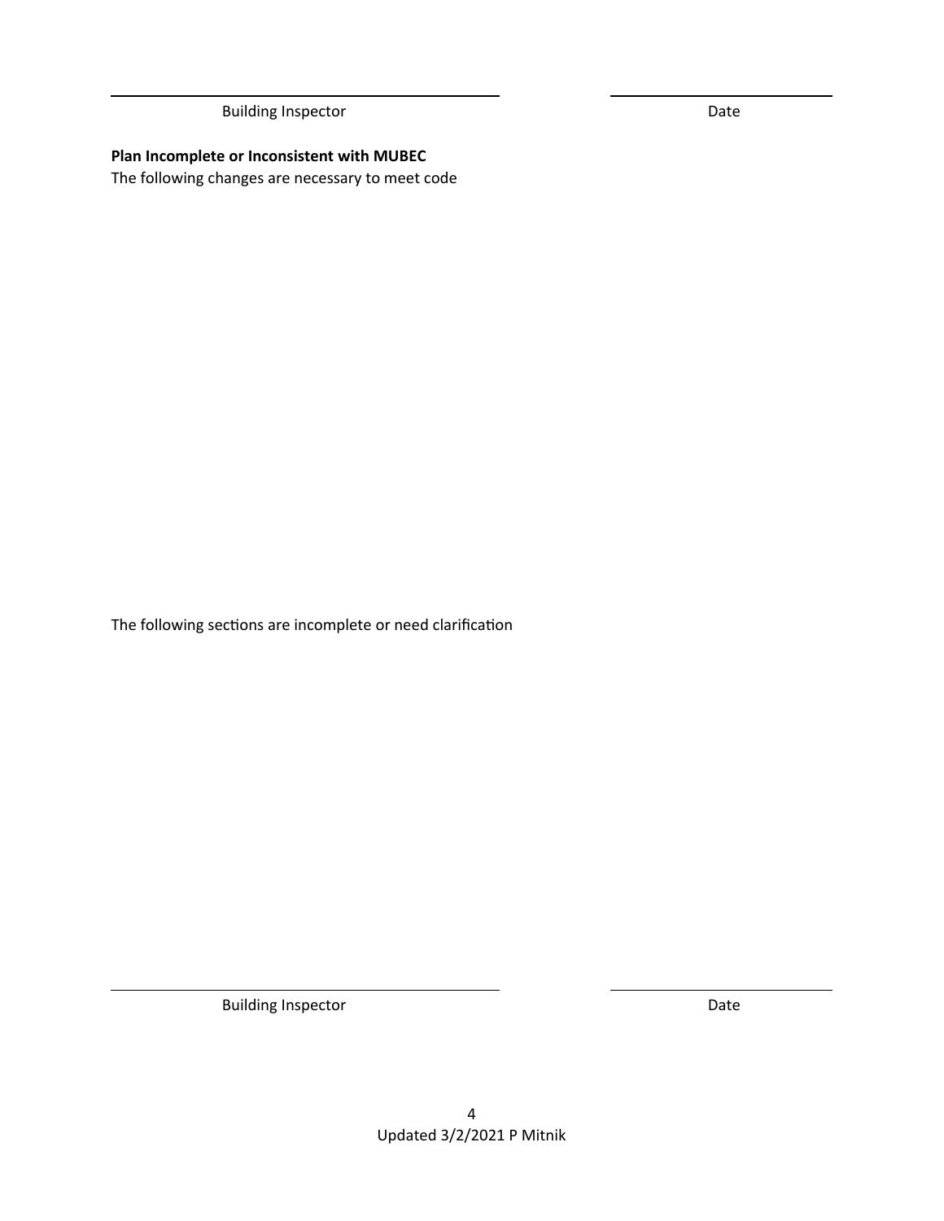Building Inspector                                                                 Date

**Plan Incomplete or Inconsistent with MUBEC**

The following changes are necessary to meet code

The following sections are incomplete or need clarification

Building Inspector                                                                 Date

Updated 3/2/2021 P Mitnik